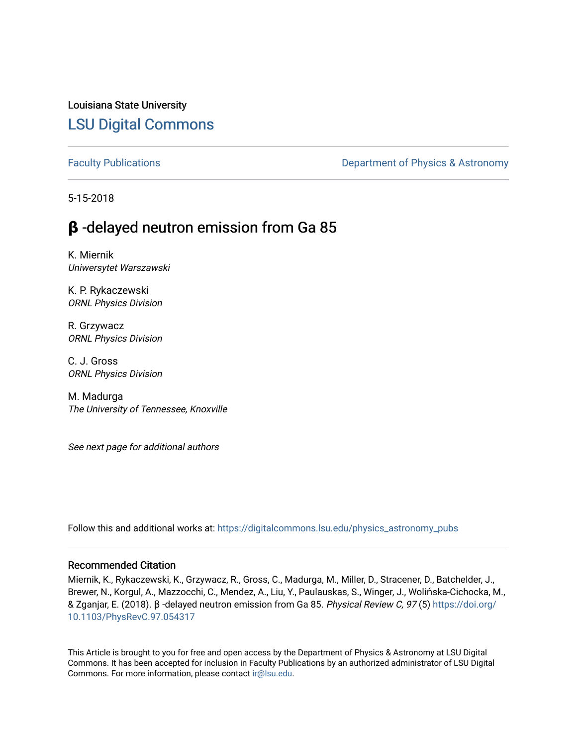Louisiana State University

# LSU Digital Commons

Faculty Publications

Department of Physics & Astronomy

5-15-2018

# β -delayed neutron emission from Ga 85

K. Miernik
*Uniwersytet Warszawski*

K. P. Rykaczewski
*ORNL Physics Division*

R. Grzywacz
*ORNL Physics Division*

C. J. Gross
*ORNL Physics Division*

M. Madurga
*The University of Tennessee, Knoxville*

*See next page for additional authors*

Follow this and additional works at: https://digitalcommons.lsu.edu/physics_astronomy_pubs

## Recommended Citation

Miernik, K., Rykaczewski, K., Grzywacz, R., Gross, C., Madurga, M., Miller, D., Stracener, D., Batchelder, J., Brewer, N., Korgul, A., Mazzocchi, C., Mendez, A., Liu, Y., Paulauskas, S., Winger, J., Wolińska-Cichocka, M., & Zganjar, E. (2018). β -delayed neutron emission from Ga 85. *Physical Review C, 97* (5) https://doi.org/10.1103/PhysRevC.97.054317

This Article is brought to you for free and open access by the Department of Physics & Astronomy at LSU Digital Commons. It has been accepted for inclusion in Faculty Publications by an authorized administrator of LSU Digital Commons. For more information, please contact ir@lsu.edu.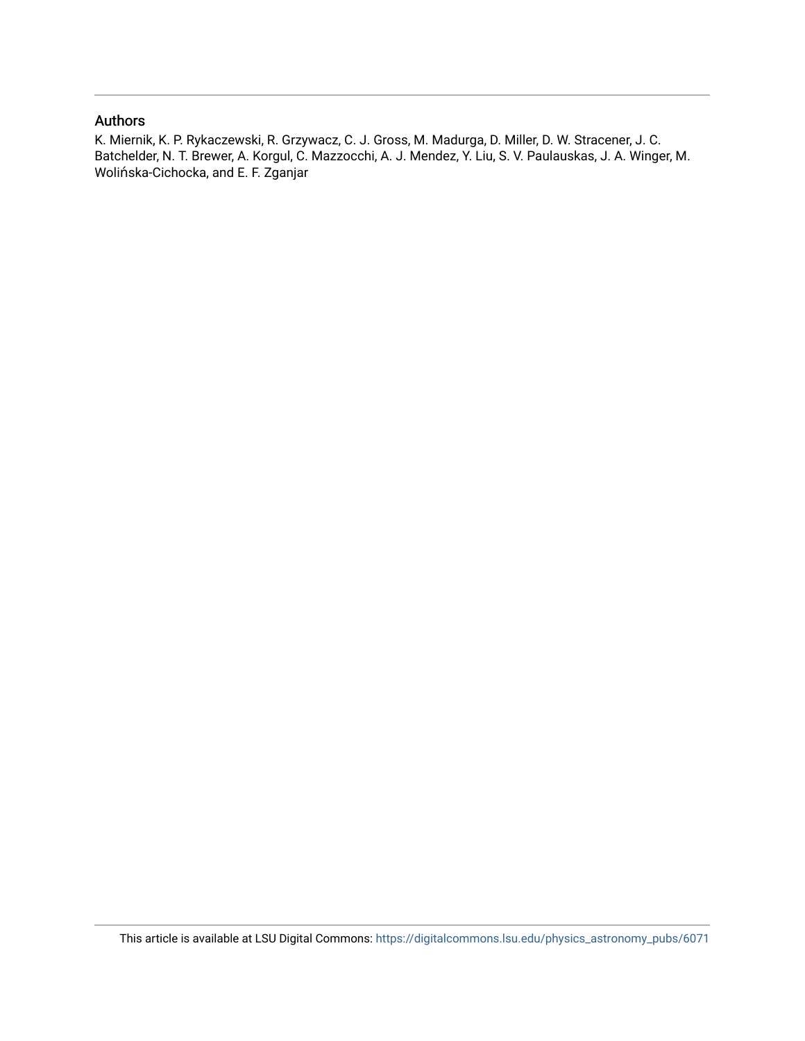## Authors

K. Miernik, K. P. Rykaczewski, R. Grzywacz, C. J. Gross, M. Madurga, D. Miller, D. W. Stracener, J. C. Batchelder, N. T. Brewer, A. Korgul, C. Mazzocchi, A. J. Mendez, Y. Liu, S. V. Paulauskas, J. A. Winger, M. Wolińska-Cichocka, and E. F. Zganjar

This article is available at LSU Digital Commons: https://digitalcommons.lsu.edu/physics_astronomy_pubs/6071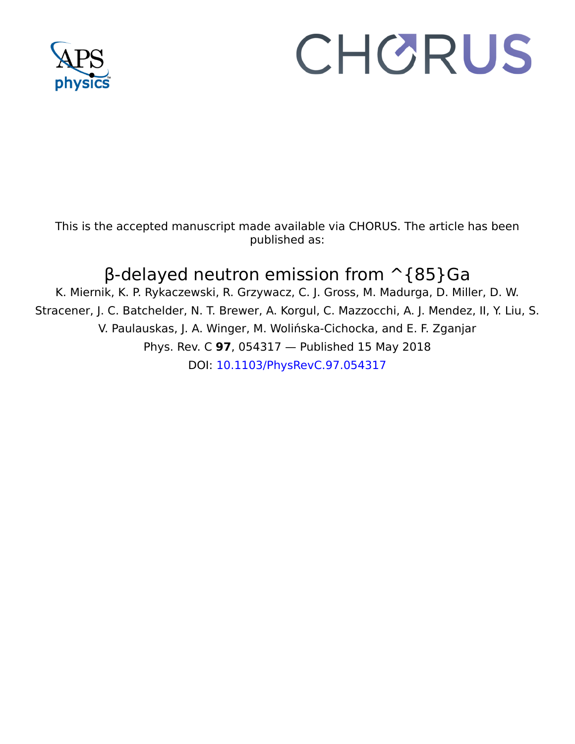This is the accepted manuscript made available via CHORUS. The article has been published as:

# β-delayed neutron emission from ^{85}Ga

K. Miernik, K. P. Rykaczewski, R. Grzywacz, C. J. Gross, M. Madurga, D. Miller, D. W. Stracener, J. C. Batchelder, N. T. Brewer, A. Korgul, C. Mazzocchi, A. J. Mendez, II, Y. Liu, S. V. Paulauskas, J. A. Winger, M. Wolińska-Cichocka, and E. F. Zganjar

Phys. Rev. C **97**, 054317 — Published 15 May 2018

DOI: 10.1103/PhysRevC.97.054317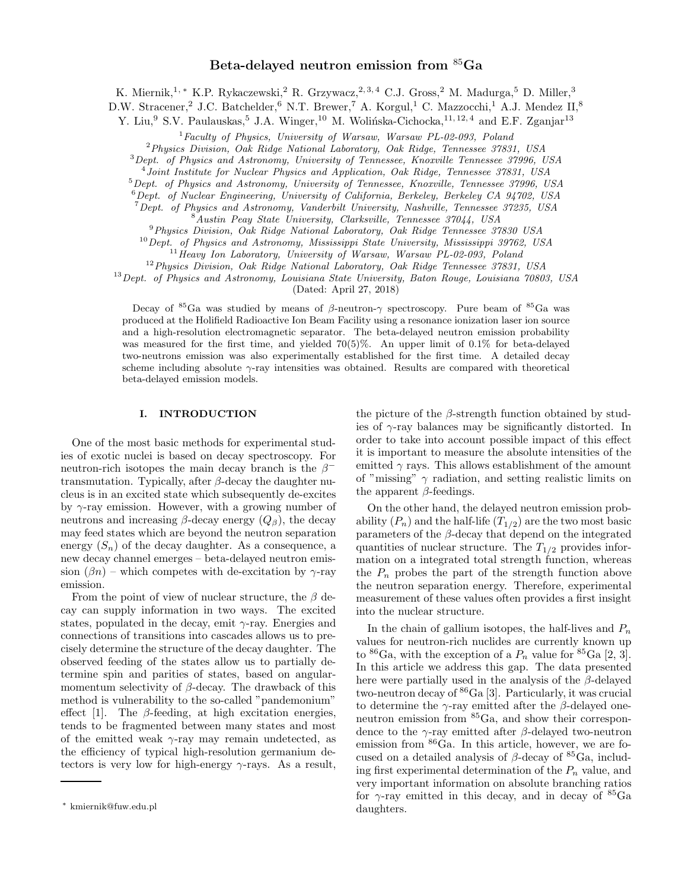# Beta-delayed neutron emission from $^{85}$Ga

K. Miernik,[1,*] K.P. Rykaczewski,[2] R. Grzywacz,[2,3,4] C.J. Gross,[2] M. Madurga,[5] D. Miller,[3] D.W. Stracener,[2] J.C. Batchelder,[6] N.T. Brewer,[7] A. Korgul,[1] C. Mazzocchi,[1] A.J. Mendez II,[8] Y. Liu,[9] S.V. Paulauskas,[5] J.A. Winger,[10] M. Wolińska-Cichocka,[11,12,4] and E.F. Zganjar[13]

[1] *Faculty of Physics, University of Warsaw, Warsaw PL-02-093, Poland*
[2] *Physics Division, Oak Ridge National Laboratory, Oak Ridge, Tennessee 37831, USA*
[3] *Dept. of Physics and Astronomy, University of Tennessee, Knoxville Tennessee 37996, USA*
[4] *Joint Institute for Nuclear Physics and Application, Oak Ridge, Tennessee 37831, USA*
[5] *Dept. of Physics and Astronomy, University of Tennessee, Knoxville, Tennessee 37996, USA*
[6] *Dept. of Nuclear Engineering, University of California, Berkeley, Berkeley CA 94702, USA*
[7] *Dept. of Physics and Astronomy, Vanderbilt University, Nashville, Tennessee 37235, USA*
[8] *Austin Peay State University, Clarksville, Tennessee 37044, USA*
[9] *Physics Division, Oak Ridge National Laboratory, Oak Ridge Tennessee 37830 USA*
[10] *Dept. of Physics and Astronomy, Mississippi State University, Mississippi 39762, USA*
[11] *Heavy Ion Laboratory, University of Warsaw, Warsaw PL-02-093, Poland*
[12] *Physics Division, Oak Ridge National Laboratory, Oak Ridge, Tennessee 37831, USA*
[13] *Dept. of Physics and Astronomy, Louisiana State University, Baton Rouge, Louisiana 70803, USA*

(Dated: April 27, 2018)

Decay of $^{85}$Ga was studied by means of $\beta$-neutron-$\gamma$ spectroscopy. Pure beam of $^{85}$Ga was produced at the Holifield Radioactive Ion Beam Facility using a resonance ionization laser ion source and a high-resolution electromagnetic separator. The beta-delayed neutron emission probability was measured for the first time, and yielded 70(5)%. An upper limit of 0.1% for beta-delayed two-neutrons emission was also experimentally established for the first time. A detailed decay scheme including absolute $\gamma$-ray intensities was obtained. Results are compared with theoretical beta-delayed emission models.

## I. INTRODUCTION

One of the most basic methods for experimental studies of exotic nuclei is based on decay spectroscopy. For neutron-rich isotopes the main decay branch is the $\beta^-$ transmutation. Typically, after $\beta$-decay the daughter nucleus is in an excited state which subsequently de-excites by $\gamma$-ray emission. However, with a growing number of neutrons and increasing $\beta$-decay energy ($Q_\beta$), the decay may feed states which are beyond the neutron separation energy ($S_n$) of the decay daughter. As a consequence, a new decay channel emerges – beta-delayed neutron emission ($\beta n$) – which competes with de-excitation by $\gamma$-ray emission.

From the point of view of nuclear structure, the $\beta$ decay can supply information in two ways. The excited states, populated in the decay, emit $\gamma$-ray. Energies and connections of transitions into cascades allows us to precisely determine the structure of the decay daughter. The observed feeding of the states allow us to partially determine spin and parities of states, based on angular-momentum selectivity of $\beta$-decay. The drawback of this method is vulnerability to the so-called "pandemonium" effect [1]. The $\beta$-feeding, at high excitation energies, tends to be fragmented between many states and most of the emitted weak $\gamma$-ray may remain undetected, as the efficiency of typical high-resolution germanium detectors is very low for high-energy $\gamma$-rays. As a result, the picture of the $\beta$-strength function obtained by studies of $\gamma$-ray balances may be significantly distorted. In order to take into account possible impact of this effect it is important to measure the absolute intensities of the emitted $\gamma$ rays. This allows establishment of the amount of "missing" $\gamma$ radiation, and setting realistic limits on the apparent $\beta$-feedings.

On the other hand, the delayed neutron emission probability ($P_n$) and the half-life ($T_{1/2}$) are the two most basic parameters of the $\beta$-decay that depend on the integrated quantities of nuclear structure. The $T_{1/2}$ provides information on a integrated total strength function, whereas the $P_n$ probes the part of the strength function above the neutron separation energy. Therefore, experimental measurement of these values often provides a first insight into the nuclear structure.

In the chain of gallium isotopes, the half-lives and $P_n$ values for neutron-rich nuclides are currently known up to $^{86}$Ga, with the exception of a $P_n$ value for $^{85}$Ga [2, 3]. In this article we address this gap. The data presented here were partially used in the analysis of the $\beta$-delayed two-neutron decay of $^{86}$Ga [3]. Particularly, it was crucial to determine the $\gamma$-ray emitted after the $\beta$-delayed one-neutron emission from $^{85}$Ga, and show their correspondence to the $\gamma$-ray emitted after $\beta$-delayed two-neutron emission from $^{86}$Ga. In this article, however, we are focused on a detailed analysis of $\beta$-decay of $^{85}$Ga, including first experimental determination of the $P_n$ value, and very important information on absolute branching ratios for $\gamma$-ray emitted in this decay, and in decay of $^{85}$Ga daughters.

* kmiernik@fuw.edu.pl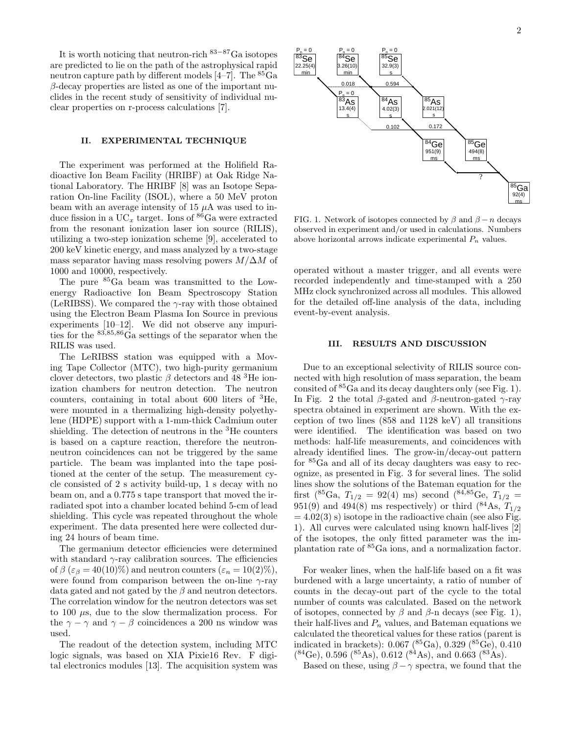It is worth noticing that neutron-rich $^{83-87}$Ga isotopes are predicted to lie on the path of the astrophysical rapid neutron capture path by different models [4–7]. The $^{85}$Ga $\beta$-decay properties are listed as one of the important nuclides in the recent study of sensitivity of individual nuclear properties on r-process calculations [7].

## II. EXPERIMENTAL TECHNIQUE

The experiment was performed at the Holifield Radioactive Ion Beam Facility (HRIBF) at Oak Ridge National Laboratory. The HRIBF [8] was an Isotope Separation On-line Facility (ISOL), where a 50 MeV proton beam with an average intensity of 15 $\mu$A was used to induce fission in a UC$_x$ target. Ions of $^{86}$Ga were extracted from the resonant ionization laser ion source (RILIS), utilizing a two-step ionization scheme [9], accelerated to 200 keV kinetic energy, and mass analyzed by a two-stage mass separator having mass resolving powers $M/\Delta M$ of 1000 and 10000, respectively.

The pure $^{85}$Ga beam was transmitted to the Low-energy Radioactive Ion Beam Spectroscopy Station (LeRIBSS). We compared the $\gamma$-ray with those obtained using the Electron Beam Plasma Ion Source in previous experiments [10–12]. We did not observe any impurities for the $^{83,85,86}$Ga settings of the separator when the RILIS was used.

The LeRIBSS station was equipped with a Moving Tape Collector (MTC), two high-purity germanium clover detectors, two plastic $\beta$ detectors and 48 $^3$He ionization chambers for neutron detection. The neutron counters, containing in total about 600 liters of $^3$He, were mounted in a thermalizing high-density polyethylene (HDPE) support with a 1-mm-thick Cadmium outer shielding. The detection of neutrons in the $^3$He counters is based on a capture reaction, therefore the neutron-neutron coincidences can not be triggered by the same particle. The beam was implanted into the tape positioned at the center of the setup. The measurement cycle consisted of 2 s activity build-up, 1 s decay with no beam on, and a 0.775 s tape transport that moved the irradiated spot into a chamber located behind 5-cm of lead shielding. This cycle was repeated throughout the whole experiment. The data presented here were collected during 24 hours of beam time.

The germanium detector efficiencies were determined with standard $\gamma$-ray calibration sources. The efficiencies of $\beta$ ($\varepsilon_\beta = 40(10)\%$) and neutron counters ($\varepsilon_n = 10(2)\%$), were found from comparison between the on-line $\gamma$-ray data gated and not gated by the $\beta$ and neutron detectors. The correlation window for the neutron detectors was set to 100 $\mu$s, due to the slow thermalization process. For the $\gamma - \gamma$ and $\gamma - \beta$ coincidences a 200 ns window was used.

The readout of the detection system, including MTC logic signals, was based on XIA Pixie16 Rev. F digital electronics modules [13]. The acquisition system was operated without a master trigger, and all events were recorded independently and time-stamped with a 250 MHz clock synchronized across all modules. This allowed for the detailed off-line analysis of the data, including event-by-event analysis.

FIG. 1. Network of isotopes connected by $\beta$ and $\beta - n$ decays observed in experiment and/or used in calculations. Numbers above horizontal arrows indicate experimental $P_n$ values.

## III. RESULTS AND DISCUSSION

Due to an exceptional selectivity of RILIS source connected with high resolution of mass separation, the beam consited of $^{85}$Ga and its decay daughters only (see Fig. 1). In Fig. 2 the total $\beta$-gated and $\beta$-neutron-gated $\gamma$-ray spectra obtained in experiment are shown. With the exception of two lines (858 and 1128 keV) all transitions were identified. The identification was based on two methods: half-life measurements, and coincidences with already identified lines. The grow-in/decay-out pattern for $^{85}$Ga and all of its decay daughters was easy to recognize, as presented in Fig. 3 for several lines. The solid lines show the solutions of the Bateman equation for the first ($^{85}$Ga, $T_{1/2}$ = 92(4) ms) second ($^{84,85}$Ge, $T_{1/2}$ = 951(9) and 494(8) ms respectively) or third ($^{84}$As, $T_{1/2}$ = 4.02(3) s) isotope in the radioactive chain (see also Fig. 1). All curves were calculated using known half-lives [2] of the isotopes, the only fitted parameter was the implantation rate of $^{85}$Ga ions, and a normalization factor.

For weaker lines, when the half-life based on a fit was burdened with a large uncertainty, a ratio of number of counts in the decay-out part of the cycle to the total number of counts was calculated. Based on the network of isotopes, connected by $\beta$ and $\beta$-n decays (see Fig. 1), their half-lives and $P_n$ values, and Bateman equations we calculated the theoretical values for these ratios (parent is indicated in brackets): 0.067 ($^{85}$Ga), 0.329 ($^{85}$Ge), 0.410 ($^{84}$Ge), 0.596 ($^{85}$As), 0.612 ($^{84}$As), and 0.663 ($^{83}$As).

Based on these, using $\beta - \gamma$ spectra, we found that the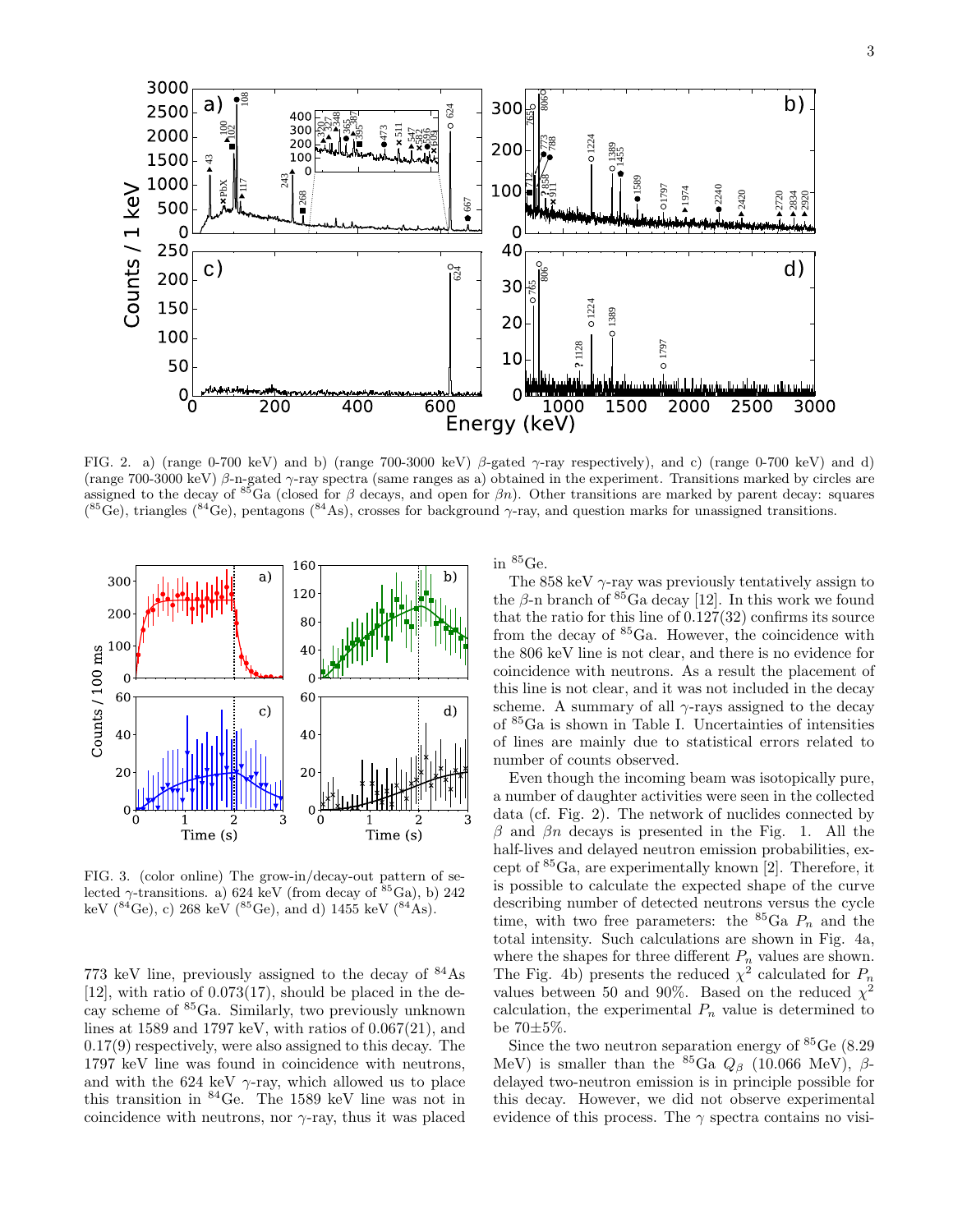FIG. 2. a) (range 0-700 keV) and b) (range 700-3000 keV) β-gated γ-ray respectively), and c) (range 0-700 keV) and d) (range 700-3000 keV) β-n-gated γ-ray spectra (same ranges as a) obtained in the experiment. Transitions marked by circles are assigned to the decay of $^{85}$Ga (closed for β decays, and open for βn). Other transitions are marked by parent decay: squares ($^{85}$Ge), triangles ($^{84}$Ge), pentagons ($^{84}$As), crosses for background γ-ray, and question marks for unassigned transitions.

FIG. 3. (color online) The grow-in/decay-out pattern of selected γ-transitions. a) 624 keV (from decay of $^{85}$Ga), b) 242 keV ($^{84}$Ge), c) 268 keV ($^{85}$Ge), and d) 1455 keV ($^{84}$As).

773 keV line, previously assigned to the decay of $^{84}$As [12], with ratio of 0.073(17), should be placed in the decay scheme of $^{85}$Ga. Similarly, two previously unknown lines at 1589 and 1797 keV, with ratios of 0.067(21), and 0.17(9) respectively, were also assigned to this decay. The 1797 keV line was found in coincidence with neutrons, and with the 624 keV γ-ray, which allowed us to place this transition in $^{84}$Ge. The 1589 keV line was not in coincidence with neutrons, nor γ-ray, thus it was placed in $^{85}$Ge.

The 858 keV γ-ray was previously tentatively assign to the β-n branch of $^{85}$Ga decay [12]. In this work we found that the ratio for this line of 0.127(32) confirms its source from the decay of $^{85}$Ga. However, the coincidence with the 806 keV line is not clear, and there is no evidence for coincidence with neutrons. As a result the placement of this line is not clear, and it was not included in the decay scheme. A summary of all γ-rays assigned to the decay of $^{85}$Ga is shown in Table I. Uncertainties of intensities of lines are mainly due to statistical errors related to number of counts observed.

Even though the incoming beam was isotopically pure, a number of daughter activities were seen in the collected data (cf. Fig. 2). The network of nuclides connected by β and βn decays is presented in the Fig. 1. All the half-lives and delayed neutron emission probabilities, except of $^{85}$Ga, are experimentally known [2]. Therefore, it is possible to calculate the expected shape of the curve describing number of detected neutrons versus the cycle time, with two free parameters: the $^{85}$Ga $P_n$ and the total intensity. Such calculations are shown in Fig. 4a, where the shapes for three different $P_n$ values are shown. The Fig. 4b) presents the reduced $\chi^2$ calculated for $P_n$ values between 50 and 90%. Based on the reduced $\chi^2$ calculation, the experimental $P_n$ value is determined to be 70±5%.

Since the two neutron separation energy of $^{85}$Ge (8.29 MeV) is smaller than the $^{85}$Ga $Q_\beta$ (10.066 MeV), β-delayed two-neutron emission is in principle possible for this decay. However, we did not observe experimental evidence of this process. The γ spectra contains no visi-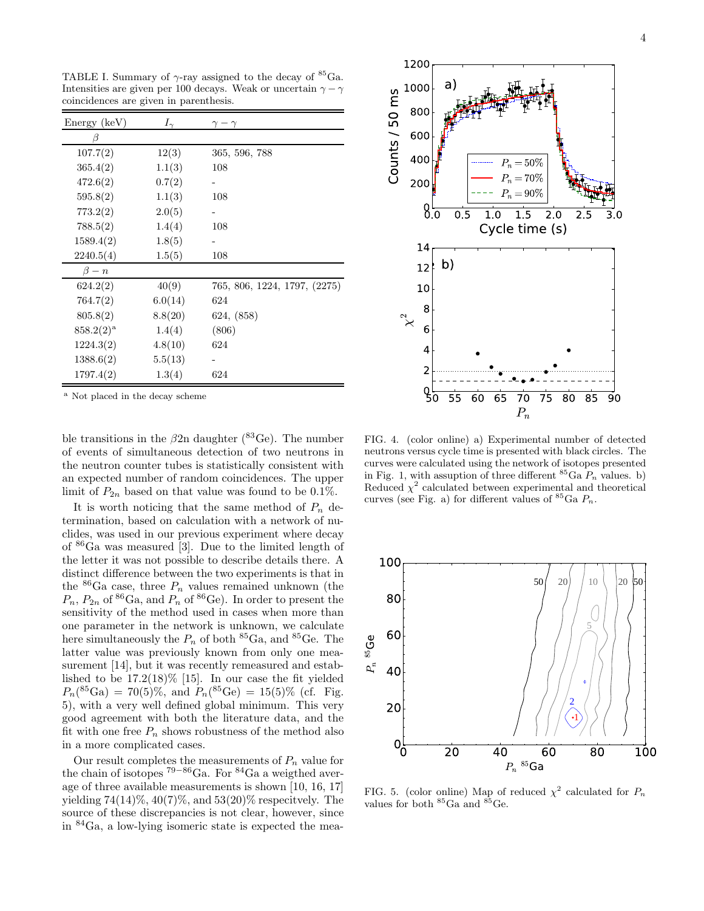TABLE I. Summary of $\gamma$-ray assigned to the decay of $^{85}$Ga. Intensities are given per 100 decays. Weak or uncertain $\gamma-\gamma$ coincidences are given in parenthesis.

| Energy (keV) | $I_\gamma$ | $\gamma-\gamma$ |
|---|---|---|
| $\beta$ | | |
| 107.7(2) | 12(3) | 365, 596, 788 |
| 365.4(2) | 1.1(3) | 108 |
| 472.6(2) | 0.7(2) | - |
| 595.8(2) | 1.1(3) | 108 |
| 773.2(2) | 2.0(5) | - |
| 788.5(2) | 1.4(4) | 108 |
| 1589.4(2) | 1.8(5) | - |
| 2240.5(4) | 1.5(5) | 108 |
| $\beta-n$ | | |
| 624.2(2) | 40(9) | 765, 806, 1224, 1797, (2275) |
| 764.7(2) | 6.0(14) | 624 |
| 805.8(2) | 8.8(20) | 624, (858) |
| 858.2(2)[a] | 1.4(4) | (806) |
| 1224.3(2) | 4.8(10) | 624 |
| 1388.6(2) | 5.5(13) | - |
| 1797.4(2) | 1.3(4) | 624 |

[a] Not placed in the decay scheme

ble transitions in the $\beta$2n daughter ($^{83}$Ge). The number of events of simultaneous detection of two neutrons in the neutron counter tubes is statistically consistent with an expected number of random coincidences. The upper limit of $P_{2n}$ based on that value was found to be 0.1%.

It is worth noticing that the same method of $P_n$ determination, based on calculation with a network of nuclides, was used in our previous experiment where decay of $^{86}$Ga was measured [3]. Due to the limited length of the letter it was not possible to describe details there. A distinct difference between the two experiments is that in the $^{86}$Ga case, three $P_n$ values remained unknown (the $P_n$, $P_{2n}$ of $^{86}$Ga, and $P_n$ of $^{86}$Ge). In order to present the sensitivity of the method used in cases when more than one parameter in the network is unknown, we calculate here simultaneously the $P_n$ of both $^{85}$Ga, and $^{85}$Ge. The latter value was previously known from only one measurement [14], but it was recently remeasured and established to be 17.2(18)% [15]. In our case the fit yielded $P_n(^{85}\text{Ga})$ = 70(5)%, and $P_n(^{85}\text{Ge})$ = 15(5)% (cf. Fig. 5), with a very well defined global minimum. This very good agreement with both the literature data, and the fit with one free $P_n$ shows robustness of the method also in a more complicated cases.

Our result completes the measurements of $P_n$ value for the chain of isotopes $^{79-86}$Ga. For $^{84}$Ga a weigthed average of three available measurements is shown [10, 16, 17] yielding 74(14)%, 40(7)%, and 53(20)% respecitvely. The source of these discrepancies is not clear, however, since in $^{84}$Ga, a low-lying isomeric state is expected the mea-

FIG. 4. (color online) a) Experimental number of detected neutrons versus cycle time is presented with black circles. The curves were calculated using the network of isotopes presented in Fig. 1, with assuption of three different $^{85}$Ga $P_n$ values. b) Reduced $\chi^2$ calculated between experimental and theoretical curves (see Fig. a) for different values of $^{85}$Ga $P_n$.

FIG. 5. (color online) Map of reduced $\chi^2$ calculated for $P_n$ values for both $^{85}$Ga and $^{85}$Ge.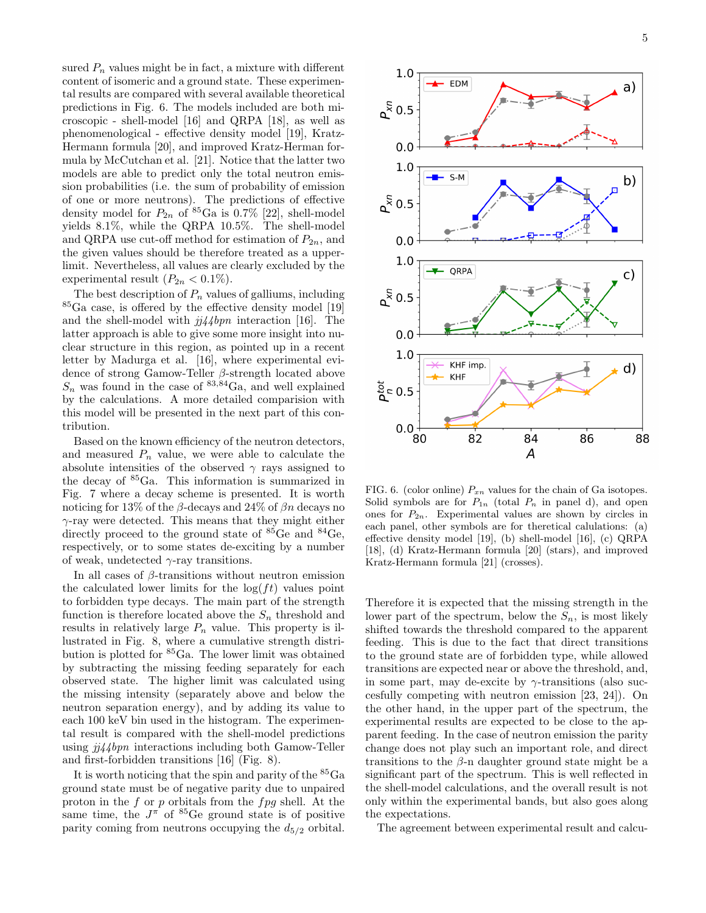sured $P_n$ values might be in fact, a mixture with different content of isomeric and a ground state. These experimental results are compared with several available theoretical predictions in Fig. 6. The models included are both microscopic - shell-model [16] and QRPA [18], as well as phenomenological - effective density model [19], Kratz-Hermann formula [20], and improved Kratz-Herman formula by McCutchan et al. [21]. Notice that the latter two models are able to predict only the total neutron emission probabilities (i.e. the sum of probability of emission of one or more neutrons). The predictions of effective density model for $P_{2n}$ of $^{85}$Ga is 0.7% [22], shell-model yields 8.1%, while the QRPA 10.5%. The shell-model and QRPA use cut-off method for estimation of $P_{2n}$, and the given values should be therefore treated as a upper-limit. Nevertheless, all values are clearly excluded by the experimental result ($P_{2n} < 0.1$%).

The best description of $P_n$ values of galliums, including $^{85}$Ga case, is offered by the effective density model [19] and the shell-model with *jj44bpn* interaction [16]. The latter approach is able to give some more insight into nuclear structure in this region, as pointed up in a recent letter by Madurga et al. [16], where experimental evidence of strong Gamow-Teller $\beta$-strength located above $S_n$ was found in the case of $^{83,84}$Ga, and well explained by the calculations. A more detailed comparision with this model will be presented in the next part of this contribution.

Based on the known efficiency of the neutron detectors, and measured $P_n$ value, we were able to calculate the absolute intensities of the observed $\gamma$ rays assigned to the decay of $^{85}$Ga. This information is summarized in Fig. 7 where a decay scheme is presented. It is worth noticing for 13% of the $\beta$-decays and 24% of $\beta n$ decays no $\gamma$-ray were detected. This means that they might either directly proceed to the ground state of $^{85}$Ge and $^{84}$Ge, respectively, or to some states de-exciting by a number of weak, undetected $\gamma$-ray transitions.

In all cases of $\beta$-transitions without neutron emission the calculated lower limits for the log($ft$) values point to forbidden type decays. The main part of the strength function is therefore located above the $S_n$ threshold and results in relatively large $P_n$ value. This property is illustrated in Fig. 8, where a cumulative strength distribution is plotted for $^{85}$Ga. The lower limit was obtained by subtracting the missing feeding separately for each observed state. The higher limit was calculated using the missing intensity (separately above and below the neutron separation energy), and by adding its value to each 100 keV bin used in the histogram. The experimental result is compared with the shell-model predictions using *jj44bpn* interactions including both Gamow-Teller and first-forbidden transitions [16] (Fig. 8).

It is worth noticing that the spin and parity of the $^{85}$Ga ground state must be of negative parity due to unpaired proton in the $f$ or $p$ orbitals from the $fpg$ shell. At the same time, the $J^{\pi}$ of $^{85}$Ge ground state is of positive parity coming from neutrons occupying the $d_{5/2}$ orbital.

FIG. 6. (color online) $P_{xn}$ values for the chain of Ga isotopes. Solid symbols are for $P_{1n}$ (total $P_n$ in panel d), and open ones for $P_{2n}$. Experimental values are shown by circles in each panel, other symbols are for theretical calulations: (a) effective density model [19], (b) shell-model [16], (c) QRPA [18], (d) Kratz-Hermann formula [20] (stars), and improved Kratz-Hermann formula [21] (crosses).

Therefore it is expected that the missing strength in the lower part of the spectrum, below the $S_n$, is most likely shifted towards the threshold compared to the apparent feeding. This is due to the fact that direct transitions to the ground state are of forbidden type, while allowed transitions are expected near or above the threshold, and, in some part, may de-excite by $\gamma$-transitions (also succesfully competing with neutron emission [23, 24]). On the other hand, in the upper part of the spectrum, the experimental results are expected to be close to the apparent feeding. In the case of neutron emission the parity change does not play such an important role, and direct transitions to the $\beta$-n daughter ground state might be a significant part of the spectrum. This is well reflected in the shell-model calculations, and the overall result is not only within the experimental bands, but also goes along the expectations.

The agreement between experimental result and calcu-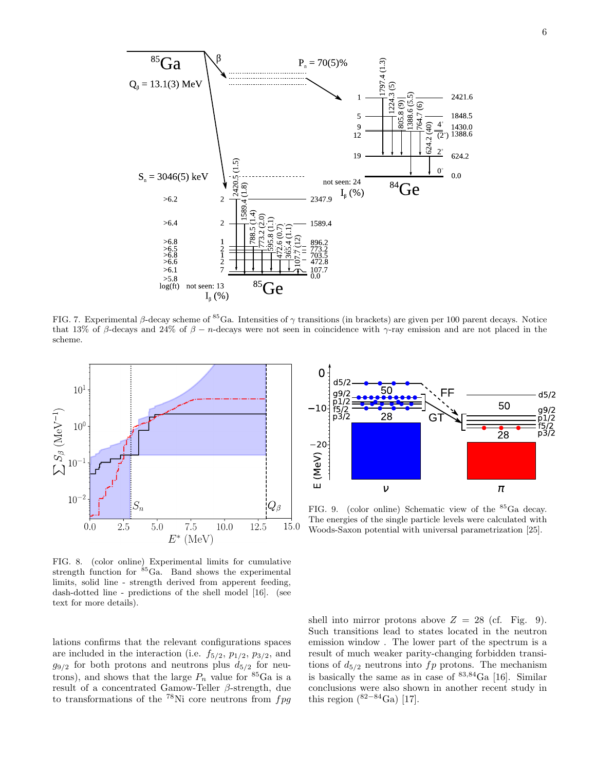FIG. 7. Experimental $\beta$-decay scheme of $^{85}$Ga. Intensities of $\gamma$ transitions (in brackets) are given per 100 parent decays. Notice that 13% of $\beta$-decays and 24% of $\beta - n$-decays were not seen in coincidence with $\gamma$-ray emission and are not placed in the scheme.

FIG. 8. (color online) Experimental limits for cumulative strength function for $^{85}$Ga. Band shows the experimental limits, solid line - strength derived from apperent feeding, dash-dotted line - predictions of the shell model [16]. (see text for more details).

FIG. 9. (color online) Schematic view of the $^{85}$Ga decay. The energies of the single particle levels were calculated with Woods-Saxon potential with universal parametrization [25].

lations confirms that the relevant configurations spaces are included in the interaction (i.e. $f_{5/2}$, $p_{1/2}$, $p_{3/2}$, and $g_{9/2}$ for both protons and neutrons plus $d_{5/2}$ for neutrons), and shows that the large $P_n$ value for $^{85}$Ga is a result of a concentrated Gamow-Teller $\beta$-strength, due to transformations of the $^{78}$Ni core neutrons from $fpg$ shell into mirror protons above $Z = 28$ (cf. Fig. 9). Such transitions lead to states located in the neutron emission window . The lower part of the spectrum is a result of much weaker parity-changing forbidden transitions of $d_{5/2}$ neutrons into $fp$ protons. The mechanism is basically the same as in case of $^{83,84}$Ga [16]. Similar conclusions were also shown in another recent study in this region ($^{82-84}$Ga) [17].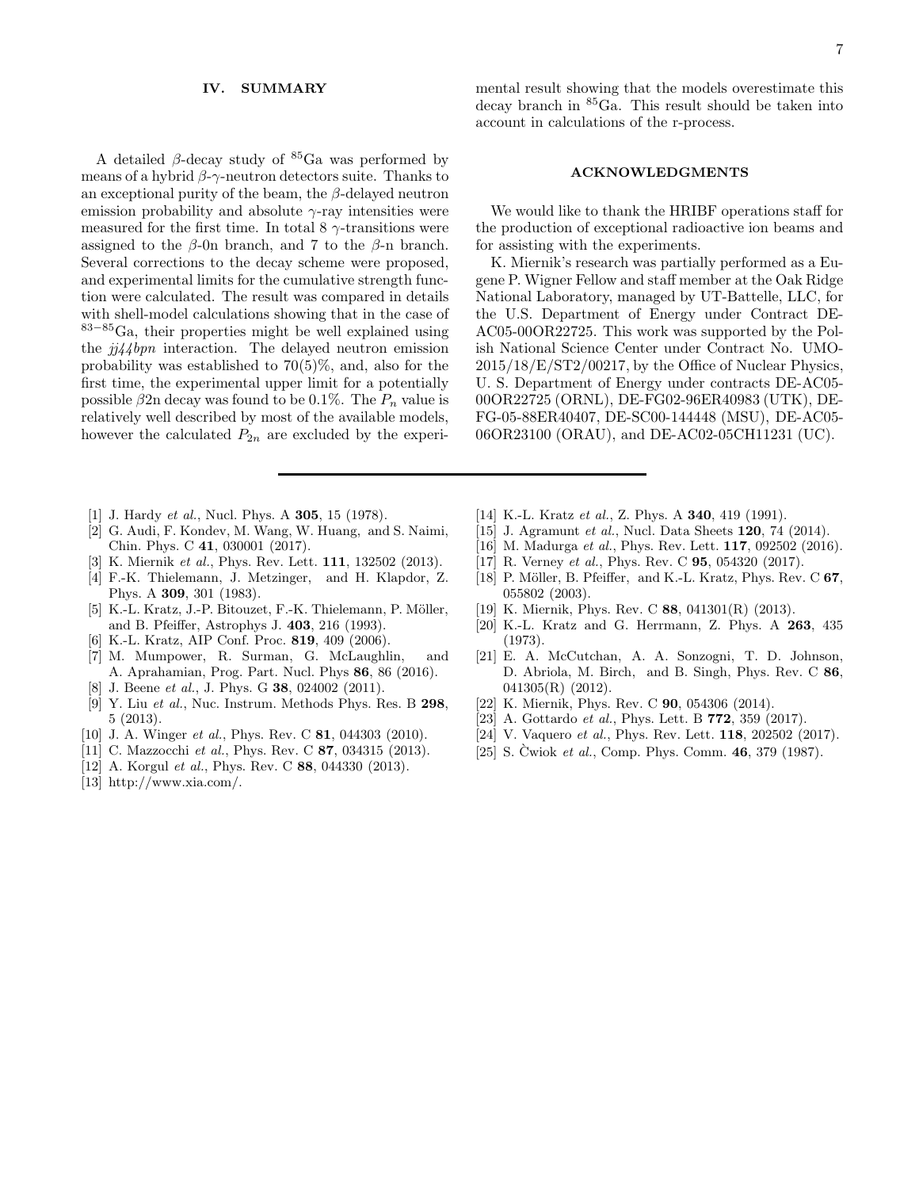## IV. SUMMARY

A detailed $\beta$-decay study of $^{85}$Ga was performed by means of a hybrid $\beta$-$\gamma$-neutron detectors suite. Thanks to an exceptional purity of the beam, the $\beta$-delayed neutron emission probability and absolute $\gamma$-ray intensities were measured for the first time. In total 8 $\gamma$-transitions were assigned to the $\beta$-0n branch, and 7 to the $\beta$-n branch. Several corrections to the decay scheme were proposed, and experimental limits for the cumulative strength function were calculated. The result was compared in details with shell-model calculations showing that in the case of $^{83-85}$Ga, their properties might be well explained using the *jj44bpn* interaction. The delayed neutron emission probability was established to 70(5)%, and, also for the first time, the experimental upper limit for a potentially possible $\beta$2n decay was found to be 0.1%. The $P_n$ value is relatively well described by most of the available models, however the calculated $P_{2n}$ are excluded by the experimental result showing that the models overestimate this decay branch in $^{85}$Ga. This result should be taken into account in calculations of the r-process.

## ACKNOWLEDGMENTS

We would like to thank the HRIBF operations staff for the production of exceptional radioactive ion beams and for assisting with the experiments.

K. Miernik's research was partially performed as a Eugene P. Wigner Fellow and staff member at the Oak Ridge National Laboratory, managed by UT-Battelle, LLC, for the U.S. Department of Energy under Contract DE-AC05-00OR22725. This work was supported by the Polish National Science Center under Contract No. UMO-2015/18/E/ST2/00217, by the Office of Nuclear Physics, U. S. Department of Energy under contracts DE-AC05-00OR22725 (ORNL), DE-FG02-96ER40983 (UTK), DE-FG-05-88ER40407, DE-SC00-144448 (MSU), DE-AC05-06OR23100 (ORAU), and DE-AC02-05CH11231 (UC).

---

[1] J. Hardy *et al.*, Nucl. Phys. A **305**, 15 (1978).
[2] G. Audi, F. Kondev, M. Wang, W. Huang, and S. Naimi, Chin. Phys. C **41**, 030001 (2017).
[3] K. Miernik *et al.*, Phys. Rev. Lett. **111**, 132502 (2013).
[4] F.-K. Thielemann, J. Metzinger, and H. Klapdor, Z. Phys. A **309**, 301 (1983).
[5] K.-L. Kratz, J.-P. Bitouzet, F.-K. Thielemann, P. Möller, and B. Pfeiffer, Astrophys J. **403**, 216 (1993).
[6] K.-L. Kratz, AIP Conf. Proc. **819**, 409 (2006).
[7] M. Mumpower, R. Surman, G. McLaughlin, and A. Aprahamian, Prog. Part. Nucl. Phys **86**, 86 (2016).
[8] J. Beene *et al.*, J. Phys. G **38**, 024002 (2011).
[9] Y. Liu *et al.*, Nuc. Instrum. Methods Phys. Res. B **298**, 5 (2013).
[10] J. A. Winger *et al.*, Phys. Rev. C **81**, 044303 (2010).
[11] C. Mazzocchi *et al.*, Phys. Rev. C **87**, 034315 (2013).
[12] A. Korgul *et al.*, Phys. Rev. C **88**, 044330 (2013).
[13] http://www.xia.com/.
[14] K.-L. Kratz *et al.*, Z. Phys. A **340**, 419 (1991).
[15] J. Agramunt *et al.*, Nucl. Data Sheets **120**, 74 (2014).
[16] M. Madurga *et al.*, Phys. Rev. Lett. **117**, 092502 (2016).
[17] R. Verney *et al.*, Phys. Rev. C **95**, 054320 (2017).
[18] P. Möller, B. Pfeiffer, and K.-L. Kratz, Phys. Rev. C **67**, 055802 (2003).
[19] K. Miernik, Phys. Rev. C **88**, 041301(R) (2013).
[20] K.-L. Kratz and G. Herrmann, Z. Phys. A **263**, 435 (1973).
[21] E. A. McCutchan, A. A. Sonzogni, T. D. Johnson, D. Abriola, M. Birch, and B. Singh, Phys. Rev. C **86**, 041305(R) (2012).
[22] K. Miernik, Phys. Rev. C **90**, 054306 (2014).
[23] A. Gottardo *et al.*, Phys. Lett. B **772**, 359 (2017).
[24] V. Vaquero *et al.*, Phys. Rev. Lett. **118**, 202502 (2017).
[25] S. Ćwiok *et al.*, Comp. Phys. Comm. **46**, 379 (1987).